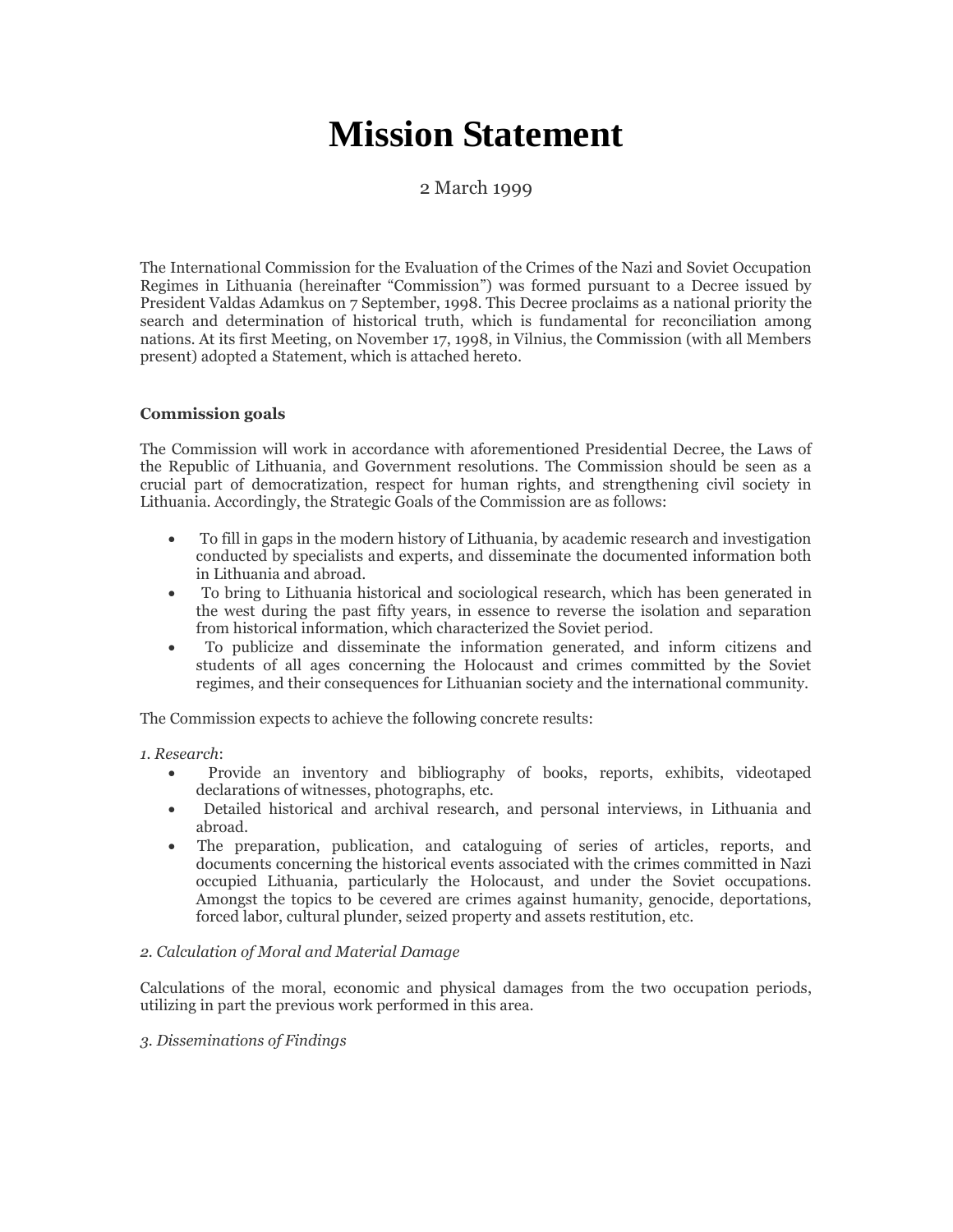# Mission Statement

2 March 1999

The International Commission for the Evaluation of the Crimes of the Nazi and Soviet Occupation Regimes in Lithuania (hereinafter "Commission") was formed pursuant to a Decree issued by President Valdas Adamkus on 7 September, 1998. This Decree proclaims as a national priority the search and determination of historical truth, which is fundamental for reconciliation among nations. At its first Meeting, on November 17, 1998, in Vilnius, the Commission (with all Members present) adopted a Statement, which is attached hereto.

**Commission goals**

The Commission will work in accordance with aforementioned Presidential Decree, the Laws of the Republic of Lithuania, and Government resolutions. The Commission should be seen as a crucial part of democratization, respect for human rights, and strengthening civil society in Lithuania. Accordingly, the Strategic Goals of the Commission are as follows:

- To fill in gaps in the modern history of Lithuania, by academic research and investigation conducted by specialists and experts, and disseminate the documented information both in Lithuania and abroad.
- To bring to Lithuania historical and sociological research, which has been generated in the west during the past fifty years, in essence to reverse the isolation and separation from historical information, which characterized the Soviet period.
- To publicize and disseminate the information generated, and inform citizens and students of all ages concerning the Holocaust and crimes committed by the Soviet regimes, and their consequences for Lithuanian society and the international community.

The Commission expects to achieve the following concrete results:

*1. Research*:

- Provide an inventory and bibliography of books, reports, exhibits, videotaped declarations of witnesses, photographs, etc.
- Detailed historical and archival research, and personal interviews, in Lithuania and abroad.
- The preparation, publication, and cataloguing of series of articles, reports, and documents concerning the historical events associated with the crimes committed in Nazi occupied Lithuania, particularly the Holocaust, and under the Soviet occupations. Amongst the topics to be cevered are crimes against humanity, genocide, deportations, forced labor, cultural plunder, seized property and assets restitution, etc.

*2. Calculation of Moral and Material Damage*

Calculations of the moral, economic and physical damages from the two occupation periods, utilizing in part the previous work performed in this area.

*3. Disseminations of Findings*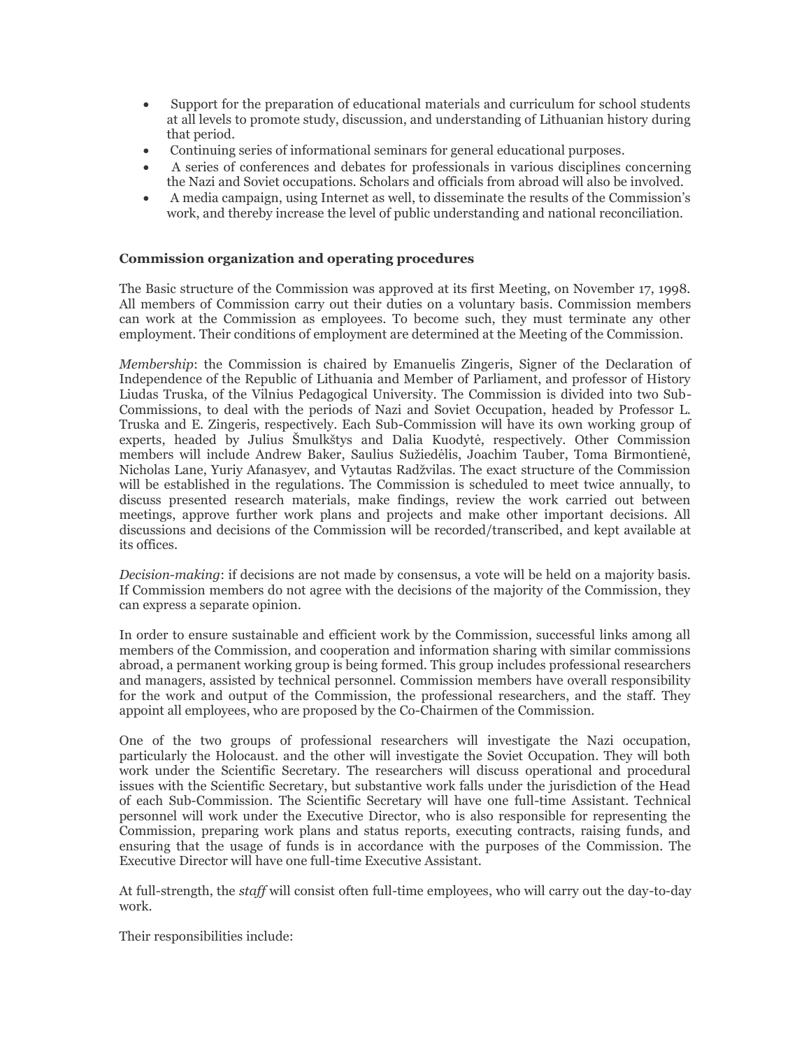- Support for the preparation of educational materials and curriculum for school students at all levels to promote study, discussion, and understanding of Lithuanian history during that period.
- Continuing series of informational seminars for general educational purposes.
- A series of conferences and debates for professionals in various disciplines concerning the Nazi and Soviet occupations. Scholars and officials from abroad will also be involved.
- A media campaign, using Internet as well, to disseminate the results of the Commission's work, and thereby increase the level of public understanding and national reconciliation.

**Commission organization and operating procedures**

The Basic structure of the Commission was approved at its first Meeting, on November 17, 1998. All members of Commission carry out their duties on a voluntary basis. Commission members can work at the Commission as employees. To become such, they must terminate any other employment. Their conditions of employment are determined at the Meeting of the Commission.

*Membership*: the Commission is chaired by Emanuelis Zingeris, Signer of the Declaration of Independence of the Republic of Lithuania and Member of Parliament, and professor of History Liudas Truska, of the Vilnius Pedagogical University. The Commission is divided into two Sub-Commissions, to deal with the periods of Nazi and Soviet Occupation, headed by Professor L. Truska and E. Zingeris, respectively. Each Sub-Commission will have its own working group of experts, headed by Julius Šmulkštys and Dalia Kuodytė, respectively. Other Commission members will include Andrew Baker, Saulius Sužiedėlis, Joachim Tauber, Toma Birmontienė, Nicholas Lane, Yuriy Afanasyev, and Vytautas Radžvilas. The exact structure of the Commission will be established in the regulations. The Commission is scheduled to meet twice annually, to discuss presented research materials, make findings, review the work carried out between meetings, approve further work plans and projects and make other important decisions. All discussions and decisions of the Commission will be recorded/transcribed, and kept available at its offices.

*Decision-making*: if decisions are not made by consensus, a vote will be held on a majority basis. If Commission members do not agree with the decisions of the majority of the Commission, they can express a separate opinion.

In order to ensure sustainable and efficient work by the Commission, successful links among all members of the Commission, and cooperation and information sharing with similar commissions abroad, a permanent working group is being formed. This group includes professional researchers and managers, assisted by technical personnel. Commission members have overall responsibility for the work and output of the Commission, the professional researchers, and the staff. They appoint all employees, who are proposed by the Co-Chairmen of the Commission.

One of the two groups of professional researchers will investigate the Nazi occupation, particularly the Holocaust. and the other will investigate the Soviet Occupation. They will both work under the Scientific Secretary. The researchers will discuss operational and procedural issues with the Scientific Secretary, but substantive work falls under the jurisdiction of the Head of each Sub-Commission. The Scientific Secretary will have one full-time Assistant. Technical personnel will work under the Executive Director, who is also responsible for representing the Commission, preparing work plans and status reports, executing contracts, raising funds, and ensuring that the usage of funds is in accordance with the purposes of the Commission. The Executive Director will have one full-time Executive Assistant.

At full-strength, the *staff* will consist often full-time employees, who will carry out the day-to-day work.

Their responsibilities include: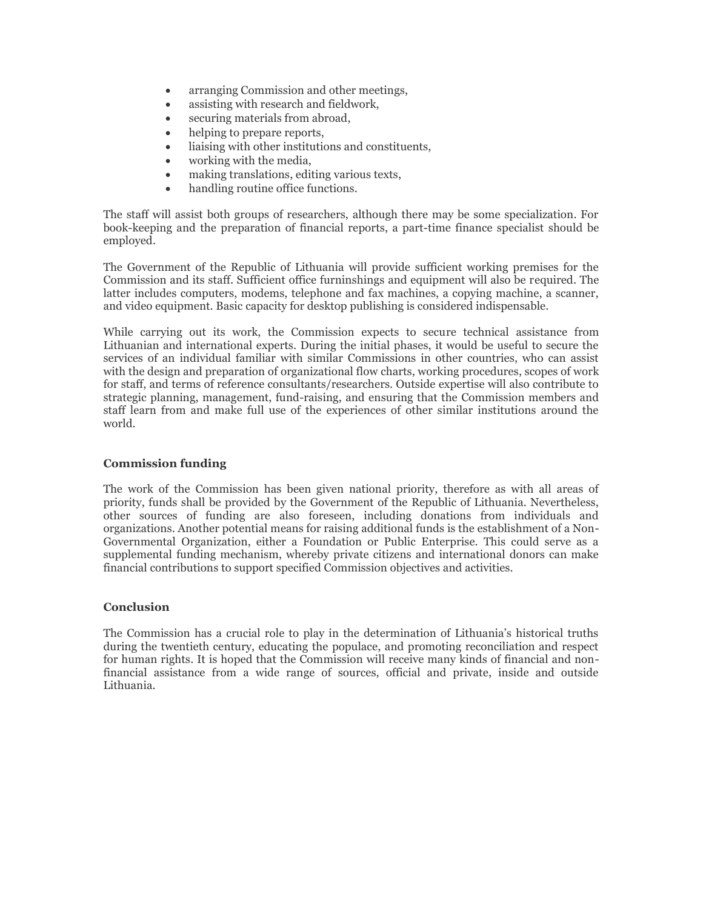- arranging Commission and other meetings,
- assisting with research and fieldwork,
- securing materials from abroad,
- helping to prepare reports,
- liaising with other institutions and constituents,
- working with the media,
- making translations, editing various texts,
- handling routine office functions.

The staff will assist both groups of researchers, although there may be some specialization. For book-keeping and the preparation of financial reports, a part-time finance specialist should be employed.

The Government of the Republic of Lithuania will provide sufficient working premises for the Commission and its staff. Sufficient office furninshings and equipment will also be required. The latter includes computers, modems, telephone and fax machines, a copying machine, a scanner, and video equipment. Basic capacity for desktop publishing is considered indispensable.

While carrying out its work, the Commission expects to secure technical assistance from Lithuanian and international experts. During the initial phases, it would be useful to secure the services of an individual familiar with similar Commissions in other countries, who can assist with the design and preparation of organizational flow charts, working procedures, scopes of work for staff, and terms of reference consultants/researchers. Outside expertise will also contribute to strategic planning, management, fund-raising, and ensuring that the Commission members and staff learn from and make full use of the experiences of other similar institutions around the world.

### Commission funding

The work of the Commission has been given national priority, therefore as with all areas of priority, funds shall be provided by the Government of the Republic of Lithuania. Nevertheless, other sources of funding are also foreseen, including donations from individuals and organizations. Another potential means for raising additional funds is the establishment of a Non-Governmental Organization, either a Foundation or Public Enterprise. This could serve as a supplemental funding mechanism, whereby private citizens and international donors can make financial contributions to support specified Commission objectives and activities.

### Conclusion

The Commission has a crucial role to play in the determination of Lithuania's historical truths during the twentieth century, educating the populace, and promoting reconciliation and respect for human rights. It is hoped that the Commission will receive many kinds of financial and non-financial assistance from a wide range of sources, official and private, inside and outside Lithuania.